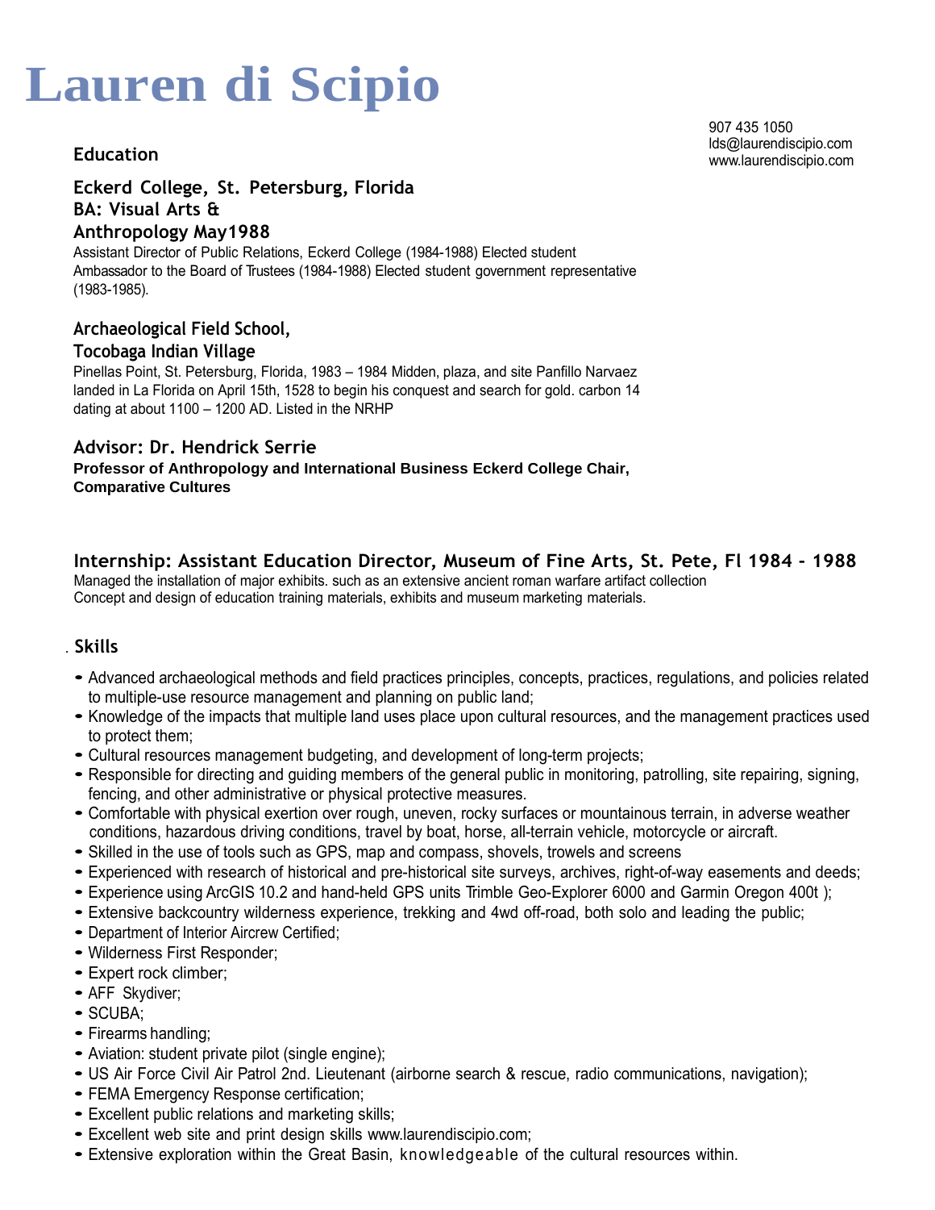# Lauren di Scipio

907 435 1050
lds@laurendiscipio.com
www.laurendiscipio.com

## Education

### Eckerd College, St. Petersburg, Florida
### BA: Visual Arts & Anthropology May1988

Assistant Director of Public Relations, Eckerd College (1984-1988) Elected student Ambassador to the Board of Trustees (1984-1988) Elected student government representative (1983-1985).

### Archaeological Field School, Tocobaga Indian Village

Pinellas Point, St. Petersburg, Florida, 1983 – 1984 Midden, plaza, and site Panfillo Narvaez landed in La Florida on April 15th, 1528 to begin his conquest and search for gold. carbon 14 dating at about 1100 – 1200 AD. Listed in the NRHP

### Advisor: Dr. Hendrick Serrie

**Professor of Anthropology and International Business Eckerd College Chair, Comparative Cultures**

### Internship: Assistant Education Director, Museum of Fine Arts, St. Pete, Fl 1984 - 1988

Managed the installation of major exhibits. such as an extensive ancient roman warfare artifact collection
Concept and design of education training materials, exhibits and museum marketing materials.

## Skills

- Advanced archaeological methods and field practices principles, concepts, practices, regulations, and policies related to multiple-use resource management and planning on public land;
- Knowledge of the impacts that multiple land uses place upon cultural resources, and the management practices used to protect them;
- Cultural resources management budgeting, and development of long-term projects;
- Responsible for directing and guiding members of the general public in monitoring, patrolling, site repairing, signing, fencing, and other administrative or physical protective measures.
- Comfortable with physical exertion over rough, uneven, rocky surfaces or mountainous terrain, in adverse weather conditions, hazardous driving conditions, travel by boat, horse, all-terrain vehicle, motorcycle or aircraft.
- Skilled in the use of tools such as GPS, map and compass, shovels, trowels and screens
- Experienced with research of historical and pre-historical site surveys, archives, right-of-way easements and deeds;
- Experience using ArcGIS 10.2 and hand-held GPS units Trimble Geo-Explorer 6000 and Garmin Oregon 400t );
- Extensive backcountry wilderness experience, trekking and 4wd off-road, both solo and leading the public;
- Department of Interior Aircrew Certified;
- Wilderness First Responder;
- Expert rock climber;
- AFF Skydiver;
- SCUBA;
- Firearms handling;
- Aviation: student private pilot (single engine);
- US Air Force Civil Air Patrol 2nd. Lieutenant (airborne search & rescue, radio communications, navigation);
- FEMA Emergency Response certification;
- Excellent public relations and marketing skills;
- Excellent web site and print design skills www.laurendiscipio.com;
- Extensive exploration within the Great Basin, knowledgeable of the cultural resources within.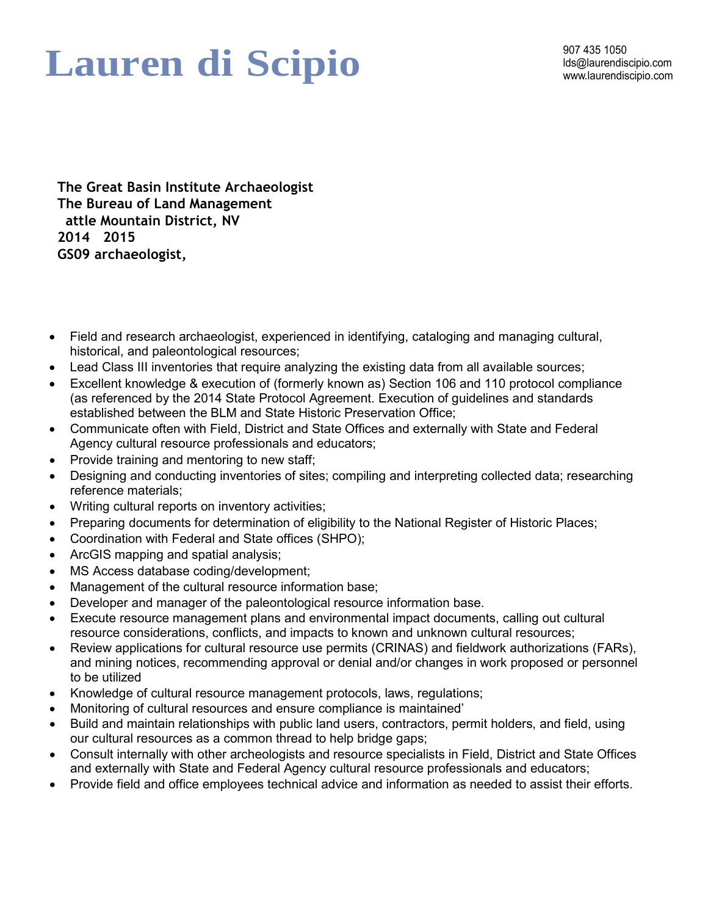# Lauren di Scipio

907 435 1050
lds@laurendiscipio.com
www.laurendiscipio.com

**The Great Basin Institute Archaeologist**
**The Bureau of Land Management**
**attle Mountain District, NV**
**2014 2015**
**GS09 archaeologist,**

- Field and research archaeologist, experienced in identifying, cataloging and managing cultural, historical, and paleontological resources;
- Lead Class III inventories that require analyzing the existing data from all available sources;
- Excellent knowledge & execution of (formerly known as) Section 106 and 110 protocol compliance (as referenced by the 2014 State Protocol Agreement. Execution of guidelines and standards established between the BLM and State Historic Preservation Office;
- Communicate often with Field, District and State Offices and externally with State and Federal Agency cultural resource professionals and educators;
- Provide training and mentoring to new staff;
- Designing and conducting inventories of sites; compiling and interpreting collected data; researching reference materials;
- Writing cultural reports on inventory activities;
- Preparing documents for determination of eligibility to the National Register of Historic Places;
- Coordination with Federal and State offices (SHPO);
- ArcGIS mapping and spatial analysis;
- MS Access database coding/development;
- Management of the cultural resource information base;
- Developer and manager of the paleontological resource information base.
- Execute resource management plans and environmental impact documents, calling out cultural resource considerations, conflicts, and impacts to known and unknown cultural resources;
- Review applications for cultural resource use permits (CRINAS) and fieldwork authorizations (FARs), and mining notices, recommending approval or denial and/or changes in work proposed or personnel to be utilized
- Knowledge of cultural resource management protocols, laws, regulations;
- Monitoring of cultural resources and ensure compliance is maintained'
- Build and maintain relationships with public land users, contractors, permit holders, and field, using our cultural resources as a common thread to help bridge gaps;
- Consult internally with other archeologists and resource specialists in Field, District and State Offices and externally with State and Federal Agency cultural resource professionals and educators;
- Provide field and office employees technical advice and information as needed to assist their efforts.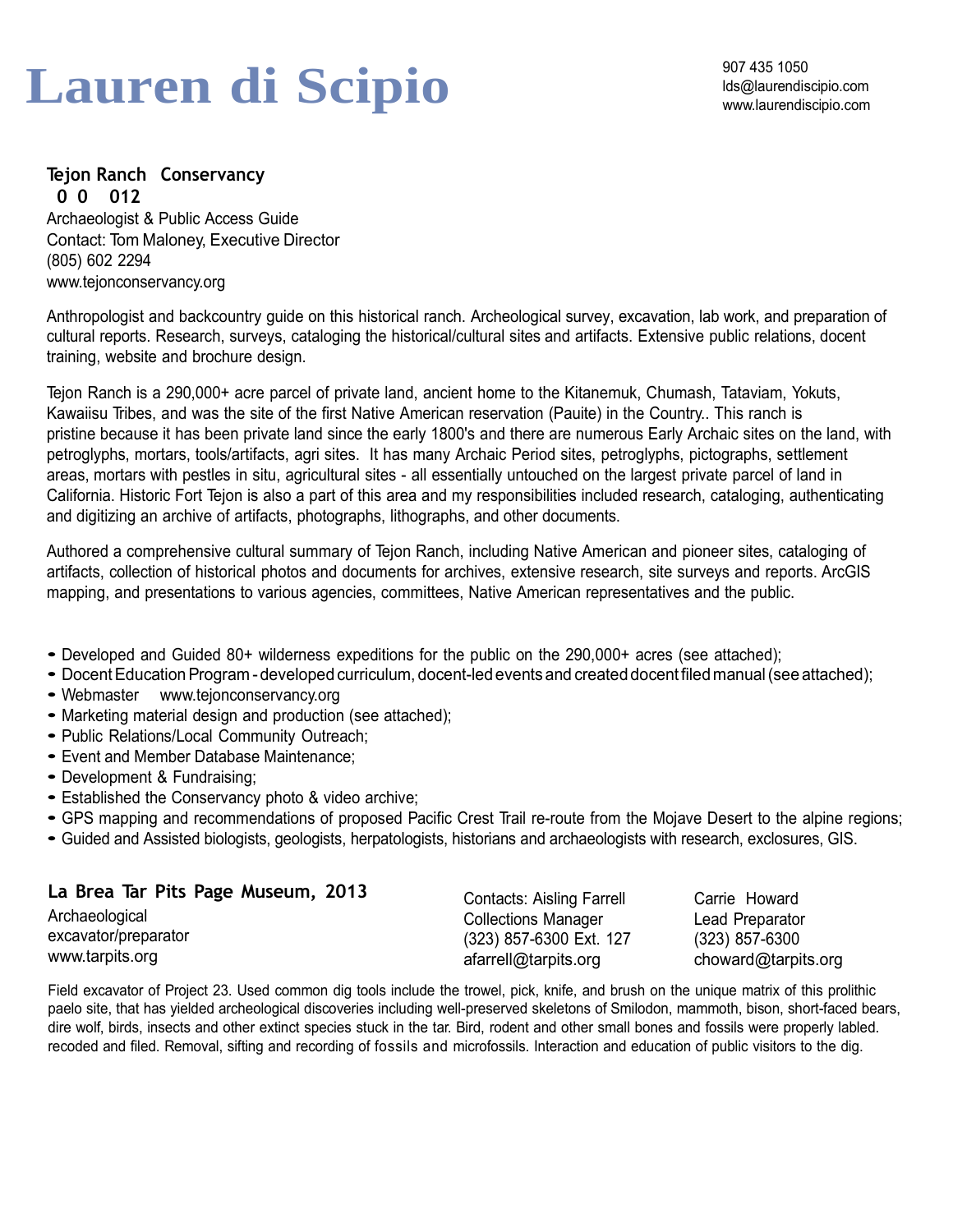# Lauren di Scipio

907 435 1050
lds@laurendiscipio.com
www.laurendiscipio.com

**Tejon Ranch Conservancy**
**0 0 012**

Archaeologist & Public Access Guide
Contact: Tom Maloney, Executive Director
(805) 602 2294
www.tejonconservancy.org

Anthropologist and backcountry guide on this historical ranch. Archeological survey, excavation, lab work, and preparation of cultural reports. Research, surveys, cataloging the historical/cultural sites and artifacts. Extensive public relations, docent training, website and brochure design.

Tejon Ranch is a 290,000+ acre parcel of private land, ancient home to the Kitanemuk, Chumash, Tataviam, Yokuts, Kawaiisu Tribes, and was the site of the first Native American reservation (Pauite) in the Country.. This ranch is pristine because it has been private land since the early 1800's and there are numerous Early Archaic sites on the land, with petroglyphs, mortars, tools/artifacts, agri sites. It has many Archaic Period sites, petroglyphs, pictographs, settlement areas, mortars with pestles in situ, agricultural sites - all essentially untouched on the largest private parcel of land in California. Historic Fort Tejon is also a part of this area and my responsibilities included research, cataloging, authenticating and digitizing an archive of artifacts, photographs, lithographs, and other documents.

Authored a comprehensive cultural summary of Tejon Ranch, including Native American and pioneer sites, cataloging of artifacts, collection of historical photos and documents for archives, extensive research, site surveys and reports. ArcGIS mapping, and presentations to various agencies, committees, Native American representatives and the public.

- Developed and Guided 80+ wilderness expeditions for the public on the 290,000+ acres (see attached);
- Docent Education Program - developed curriculum, docent-led events and created docent filed manual (see attached);
- Webmaster www.tejonconservancy.org
- Marketing material design and production (see attached);
- Public Relations/Local Community Outreach;
- Event and Member Database Maintenance;
- Development & Fundraising;
- Established the Conservancy photo & video archive;
- GPS mapping and recommendations of proposed Pacific Crest Trail re-route from the Mojave Desert to the alpine regions;
- Guided and Assisted biologists, geologists, herpatologists, historians and archaeologists with research, exclosures, GIS.

**La Brea Tar Pits Page Museum, 2013**

Archaeological excavator/preparator
www.tarpits.org

Contacts: Aisling Farrell
Collections Manager
(323) 857-6300 Ext. 127
afarrell@tarpits.org

Carrie Howard
Lead Preparator
(323) 857-6300
choward@tarpits.org

Field excavator of Project 23. Used common dig tools include the trowel, pick, knife, and brush on the unique matrix of this prolithic paelo site, that has yielded archeological discoveries including well-preserved skeletons of Smilodon, mammoth, bison, short-faced bears, dire wolf, birds, insects and other extinct species stuck in the tar. Bird, rodent and other small bones and fossils were properly labled. recoded and filed. Removal, sifting and recording of fossils and microfossils. Interaction and education of public visitors to the dig.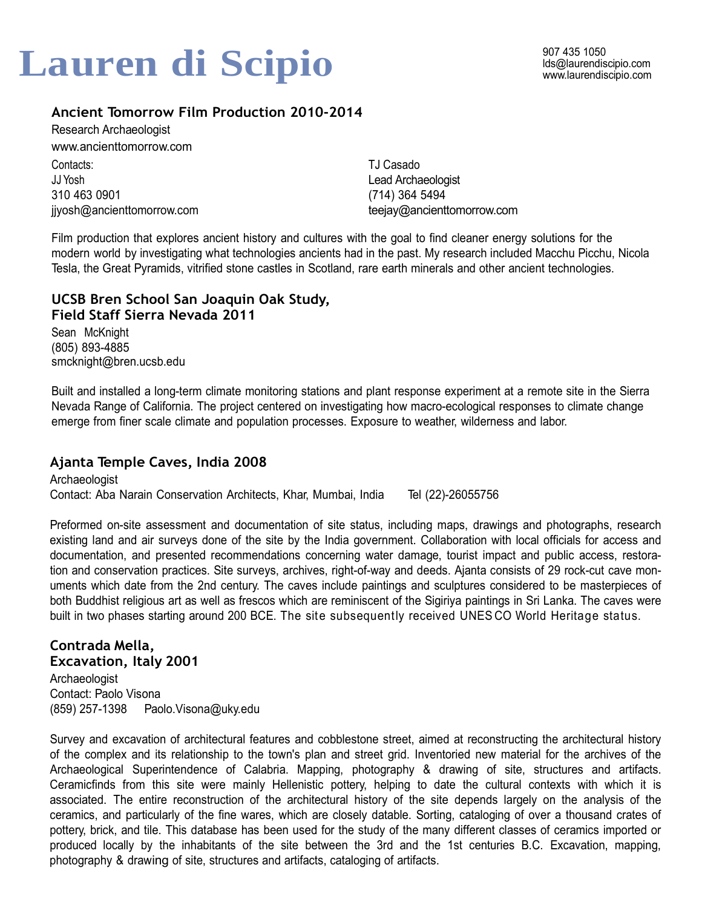# Lauren di Scipio

907 435 1050
lds@laurendiscipio.com
www.laurendiscipio.com

### Ancient Tomorrow Film Production 2010-2014

Research Archaeologist
www.ancienttomorrow.com

Contacts:
JJ Yosh
310 463 0901
jjyosh@ancienttomorrow.com

TJ Casado
Lead Archaeologist
(714) 364 5494
teejay@ancienttomorrow.com

Film production that explores ancient history and cultures with the goal to find cleaner energy solutions for the modern world by investigating what technologies ancients had in the past. My research included Macchu Picchu, Nicola Tesla, the Great Pyramids, vitrified stone castles in Scotland, rare earth minerals and other ancient technologies.

### UCSB Bren School San Joaquin Oak Study, Field Staff Sierra Nevada 2011

Sean McKnight
(805) 893-4885
smcknight@bren.ucsb.edu

Built and installed a long-term climate monitoring stations and plant response experiment at a remote site in the Sierra Nevada Range of California. The project centered on investigating how macro-ecological responses to climate change emerge from finer scale climate and population processes. Exposure to weather, wilderness and labor.

### Ajanta Temple Caves, India 2008

Archaeologist
Contact: Aba Narain Conservation Architects, Khar, Mumbai, India Tel (22)-26055756

Preformed on-site assessment and documentation of site status, including maps, drawings and photographs, research existing land and air surveys done of the site by the India government. Collaboration with local officials for access and documentation, and presented recommendations concerning water damage, tourist impact and public access, restoration and conservation practices. Site surveys, archives, right-of-way and deeds. Ajanta consists of 29 rock-cut cave monuments which date from the 2nd century. The caves include paintings and sculptures considered to be masterpieces of both Buddhist religious art as well as frescos which are reminiscent of the Sigiriya paintings in Sri Lanka. The caves were built in two phases starting around 200 BCE. The site subsequently received UNESCO World Heritage status.

### Contrada Mella, Excavation, Italy 2001

Archaeologist
Contact: Paolo Visona
(859) 257-1398 Paolo.Visona@uky.edu

Survey and excavation of architectural features and cobblestone street, aimed at reconstructing the architectural history of the complex and its relationship to the town's plan and street grid. Inventoried new material for the archives of the Archaeological Superintendence of Calabria. Mapping, photography & drawing of site, structures and artifacts. Ceramicfinds from this site were mainly Hellenistic pottery, helping to date the cultural contexts with which it is associated. The entire reconstruction of the architectural history of the site depends largely on the analysis of the ceramics, and particularly of the fine wares, which are closely datable. Sorting, cataloging of over a thousand crates of pottery, brick, and tile. This database has been used for the study of the many different classes of ceramics imported or produced locally by the inhabitants of the site between the 3rd and the 1st centuries B.C. Excavation, mapping, photography & drawing of site, structures and artifacts, cataloging of artifacts.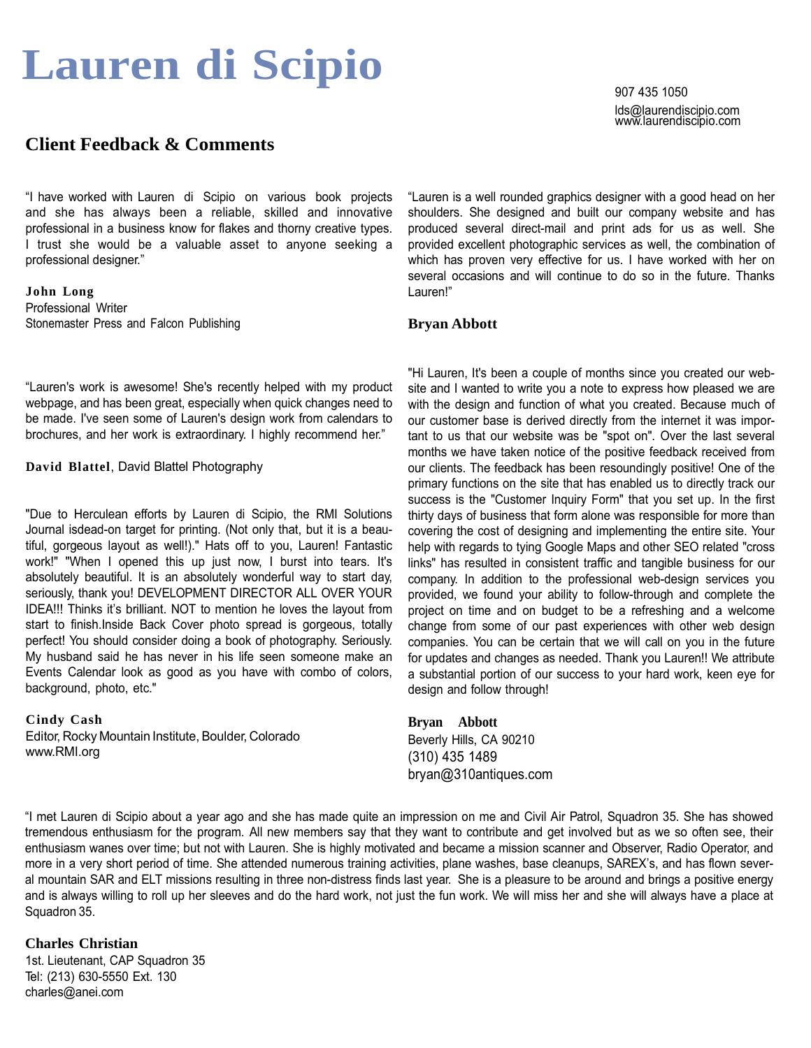# Lauren di Scipio

907 435 1050
lds@laurendiscipio.com
www.laurendiscipio.com

## Client Feedback & Comments

“I have worked with Lauren di Scipio on various book projects and she has always been a reliable, skilled and innovative professional in a business know for flakes and thorny creative types. I trust she would be a valuable asset to anyone seeking a professional designer.”

**John Long**
Professional Writer
Stonemaster Press and Falcon Publishing

“Lauren's work is awesome! She's recently helped with my product webpage, and has been great, especially when quick changes need to be made. I've seen some of Lauren's design work from calendars to brochures, and her work is extraordinary. I highly recommend her.”

**David Blattel**, David Blattel Photography

"Due to Herculean efforts by Lauren di Scipio, the RMI Solutions Journal isdead-on target for printing. (Not only that, but it is a beautiful, gorgeous layout as well!)." Hats off to you, Lauren! Fantastic work!" "When I opened this up just now, I burst into tears. It's absolutely beautiful. It is an absolutely wonderful way to start day, seriously, thank you! DEVELOPMENT DIRECTOR ALL OVER YOUR IDEA!!! Thinks it’s brilliant. NOT to mention he loves the layout from start to finish.Inside Back Cover photo spread is gorgeous, totally perfect! You should consider doing a book of photography. Seriously. My husband said he has never in his life seen someone make an Events Calendar look as good as you have with combo of colors, background, photo, etc."

**Cindy Cash**
Editor, Rocky Mountain Institute, Boulder, Colorado
www.RMI.org

“Lauren is a well rounded graphics designer with a good head on her shoulders. She designed and built our company website and has produced several direct-mail and print ads for us as well. She provided excellent photographic services as well, the combination of which has proven very effective for us. I have worked with her on several occasions and will continue to do so in the future. Thanks Lauren!”

**Bryan Abbott**

"Hi Lauren, It's been a couple of months since you created our website and I wanted to write you a note to express how pleased we are with the design and function of what you created. Because much of our customer base is derived directly from the internet it was important to us that our website was be "spot on". Over the last several months we have taken notice of the positive feedback received from our clients. The feedback has been resoundingly positive! One of the primary functions on the site that has enabled us to directly track our success is the "Customer Inquiry Form" that you set up. In the first thirty days of business that form alone was responsible for more than covering the cost of designing and implementing the entire site. Your help with regards to tying Google Maps and other SEO related "cross links" has resulted in consistent traffic and tangible business for our company. In addition to the professional web-design services you provided, we found your ability to follow-through and complete the project on time and on budget to be a refreshing and a welcome change from some of our past experiences with other web design companies. You can be certain that we will call on you in the future for updates and changes as needed. Thank you Lauren!! We attribute a substantial portion of our success to your hard work, keen eye for design and follow through!

**Bryan Abbott**
Beverly Hills, CA 90210
(310) 435 1489
bryan@310antiques.com

“I met Lauren di Scipio about a year ago and she has made quite an impression on me and Civil Air Patrol, Squadron 35. She has showed tremendous enthusiasm for the program. All new members say that they want to contribute and get involved but as we so often see, their enthusiasm wanes over time; but not with Lauren. She is highly motivated and became a mission scanner and Observer, Radio Operator, and more in a very short period of time. She attended numerous training activities, plane washes, base cleanups, SAREX’s, and has flown several mountain SAR and ELT missions resulting in three non-distress finds last year. She is a pleasure to be around and brings a positive energy and is always willing to roll up her sleeves and do the hard work, not just the fun work. We will miss her and she will always have a place at Squadron 35.

**Charles Christian**
1st. Lieutenant, CAP Squadron 35
Tel: (213) 630-5550 Ext. 130
charles@anei.com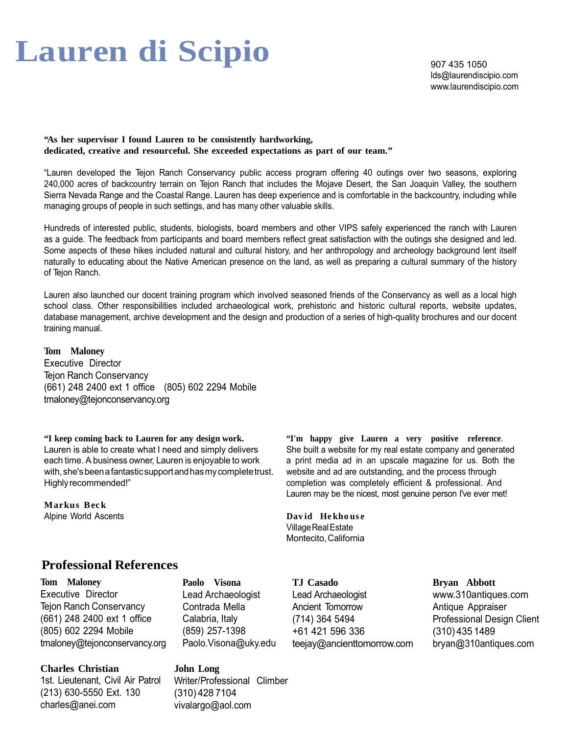# Lauren di Scipio

907 435 1050
lds@laurendiscipio.com
www.laurendiscipio.com

**"As her supervisor I found Lauren to be consistently hardworking, dedicated, creative and resourceful. She exceeded expectations as part of our team."**

"Lauren developed the Tejon Ranch Conservancy public access program offering 40 outings over two seasons, exploring 240,000 acres of backcountry terrain on Tejon Ranch that includes the Mojave Desert, the San Joaquin Valley, the southern Sierra Nevada Range and the Coastal Range. Lauren has deep experience and is comfortable in the backcountry, including while managing groups of people in such settings, and has many other valuable skills.

Hundreds of interested public, students, biologists, board members and other VIPS safely experienced the ranch with Lauren as a guide. The feedback from participants and board members reflect great satisfaction with the outings she designed and led. Some aspects of these hikes included natural and cultural history, and her anthropology and archeology background lent itself naturally to educating about the Native American presence on the land, as well as preparing a cultural summary of the history of Tejon Ranch.

Lauren also launched our docent training program which involved seasoned friends of the Conservancy as well as a local high school class. Other responsibilities included archaeological work, prehistoric and historic cultural reports, website updates, database management, archive development and the design and production of a series of high-quality brochures and our docent training manual.

**Tom Maloney**
Executive Director
Tejon Ranch Conservancy
(661) 248 2400 ext 1 office (805) 602 2294 Mobile
tmaloney@tejonconservancy.org

**"I keep coming back to Lauren for any design work.** Lauren is able to create what I need and simply delivers each time. A business owner, Lauren is enjoyable to work with, she's been a fantastic support and has my complete trust. Highly recommended!"

**Markus Beck**
Alpine World Ascents

**"I'm happy give Lauren a very positive reference.** She built a website for my real estate company and generated a print media ad in an upscale magazine for us. Both the website and ad are outstanding, and the process through completion was completely efficient & professional. And Lauren may be the nicest, most genuine person I've ever met!

**David Hekhouse**
Village Real Estate
Montecito, California

## Professional References

**Tom Maloney**
Executive Director
Tejon Ranch Conservancy
(661) 248 2400 ext 1 office
(805) 602 2294 Mobile
tmaloney@tejonconservancy.org

**Paolo Visona**
Lead Archaeologist
Contrada Mella
Calabria, Italy
(859) 257-1398
Paolo.Visona@uky.edu

**TJ Casado**
Lead Archaeologist
Ancient Tomorrow
(714) 364 5494
+61 421 596 336
teejay@ancienttomorrow.com

**Bryan Abbott**
www.310antiques.com
Antique Appraiser
Professional Design Client
(310) 435 1489
bryan@310antiques.com

**Charles Christian**
1st. Lieutenant, Civil Air Patrol
(213) 630-5550 Ext. 130
charles@anei.com

**John Long**
Writer/Professional Climber
(310) 428 7104
vivalargo@aol.com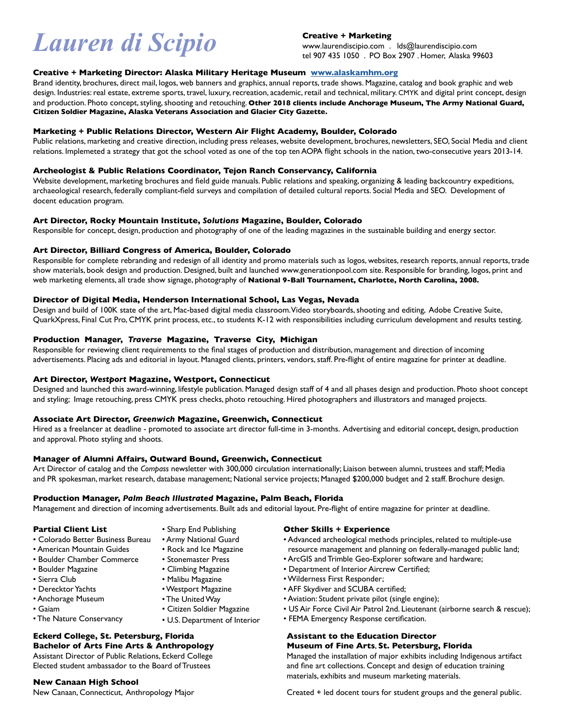# *Lauren di Scipio*

**Creative + Marketing**
www.laurendiscipio.com . lds@laurendiscipio.com
tel 907 435 1050 . PO Box 2907 . Homer, Alaska 99603

### Creative + Marketing Director: Alaska Military Heritage Museum [www.alaskamhm.org](www.alaskamhm.org)

Brand identity, brochures, direct mail, logos, web banners and graphics, annual reports, trade shows. Magazine, catalog and book graphic and web design. Industries: real estate, extreme sports, travel, luxury, recreation, academic, retail and technical, military. CMYK and digital print concept, design and production. Photo concept, styling, shooting and retouching. **Other 2018 clients include Anchorage Museum, The Army National Guard, Citizen Soldier Magazine, Alaska Veterans Association and Glacier City Gazette.**

### Marketing + Public Relations Director, Western Air Flight Academy, Boulder, Colorado

Public relations, marketing and creative direction, including press releases, website development, brochures, newsletters, SEO, Social Media and client relations. Implemeted a strategy that got the school voted as one of the top ten AOPA flight schools in the nation, two-consecutive years 2013-14.

### Archeologist & Public Relations Coordinator, Tejon Ranch Conservancy, California

Website development, marketing brochures and field guide manuals. Public relations and speaking, organizing & leading backcountry expeditions, archaeological research, federally compliant-field surveys and compilation of detailed cultural reports. Social Media and SEO. Development of docent education program.

### Art Director, Rocky Mountain Institute, *Solutions* Magazine, Boulder, Colorado

Responsible for concept, design, production and photography of one of the leading magazines in the sustainable building and energy sector.

### Art Director, Billiard Congress of America, Boulder, Colorado

Responsible for complete rebranding and redesign of all identity and promo materials such as logos, websites, research reports, annual reports, trade show materials, book design and production. Designed, built and launched www.generationpool.com site. Responsible for branding, logos, print and web marketing elements, all trade show signage, photography of **National 9-Ball Tournament, Charlotte, North Carolina, 2008.**

### Director of Digital Media, Henderson International School, Las Vegas, Nevada

Design and build of 100K state of the art, Mac-based digital media classroom. Video storyboards, shooting and editing, Adobe Creative Suite, QuarkXpress, Final Cut Pro, CMYK print process, etc., to students K-12 with responsibilities including curriculum development and results testing.

### Production Manager, *Traverse* Magazine, Traverse City, Michigan

Responsible for reviewing client requirements to the final stages of production and distribution, management and direction of incoming advertisements. Placing ads and editorial in layout. Managed clients, printers, vendors, staff. Pre-flight of entire magazine for printer at deadline.

### Art Director, *Westport* Magazine, Westport, Connecticut

Designed and launched this award-winning, lifestyle publication. Managed design staff of 4 and all phases design and production. Photo shoot concept and styling; Image retouching, press CMYK press checks, photo retouching. Hired photographers and illustrators and managed projects.

### Associate Art Director, *Greenwich* Magazine, Greenwich, Connecticut

Hired as a freelancer at deadline - promoted to associate art director full-time in 3-months. Advertising and editorial concept, design, production and approval. Photo styling and shoots.

### Manager of Alumni Affairs, Outward Bound, Greenwich, Connecticut

Art Director of catalog and the *Compass* newsletter with 300,000 circulation internationally; Liaison between alumni, trustees and staff; Media and PR spokesman, market research, database management; National service projects; Managed $200,000 budget and 2 staff. Brochure design.

### Production Manager, *Palm Beach Illustrated* Magazine, Palm Beach, Florida

Management and direction of incoming advertisements. Built ads and editorial layout. Pre-flight of entire magazine for printer at deadline.

### Partial Client List

- Colorado Better Business Bureau
- American Mountain Guides
- Boulder Chamber Commerce
- Boulder Magazine
- Sierra Club
- Derecktor Yachts
- Anchorage Museum
- Gaiam
- The Nature Conservancy
- Sharp End Publishing
- Army National Guard
- Rock and Ice Magazine
- Stonemaster Press
- Climbing Magazine
- Malibu Magazine
- Westport Magazine
- The United Way
- Citizen Soldier Magazine
- U.S. Department of Interior

### Eckerd College, St. Petersburg, Florida
### Bachelor of Arts Fine Arts & Anthropology

Assistant Director of Public Relations, Eckerd College
Elected student ambassador to the Board of Trustees

### New Canaan High School

New Canaan, Connecticut, Anthropology Major

### Other Skills + Experience

- Advanced archeological methods principles, related to multiple-use resource management and planning on federally-managed public land;
- ArcGIS and Trimble Geo-Explorer software and hardware;
- Department of Interior Aircrew Certified;
- Wilderness First Responder;
- AFF Skydiver and SCUBA certified;
- Aviation: Student private pilot (single engine);
- US Air Force Civil Air Patrol 2nd. Lieutenant (airborne search & rescue);
- FEMA Emergency Response certification.

### Assistant to the Education Director
### Museum of Fine Arts, St. Petersburg, Florida

Managed the installation of major exhibits including Indigenous artifact and fine art collections. Concept and design of education training materials, exhibits and museum marketing materials.

Created + led docent tours for student groups and the general public.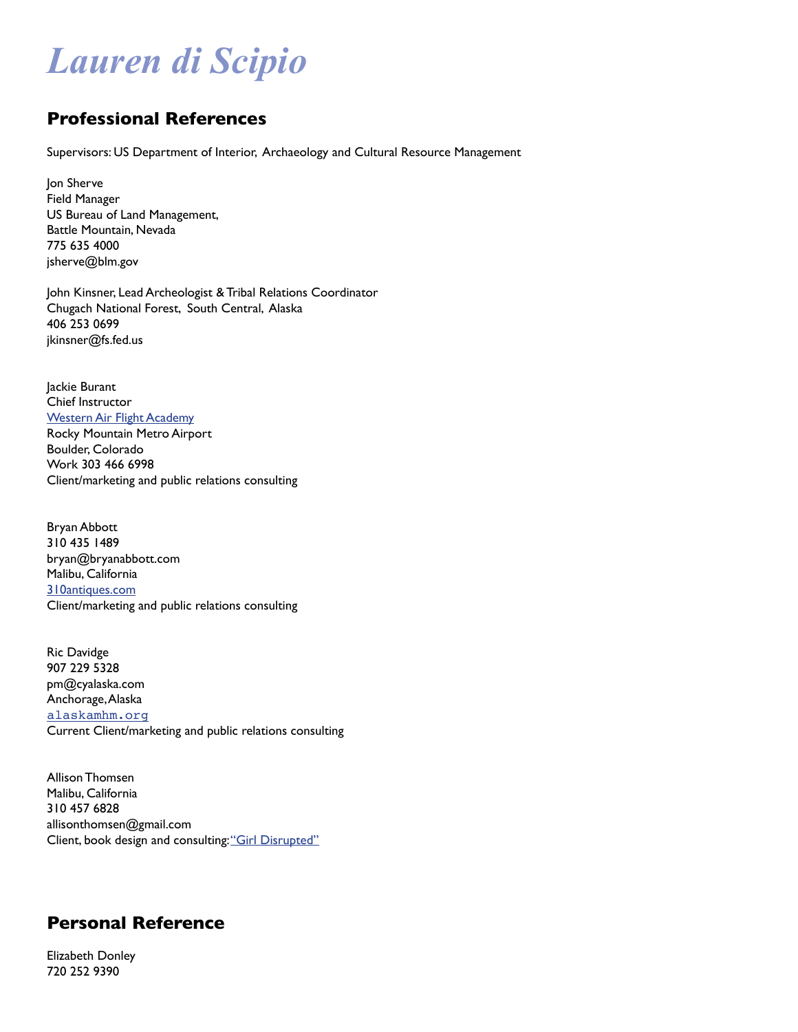# *Lauren di Scipio*

## Professional References

Supervisors: US Department of Interior, Archaeology and Cultural Resource Management

Jon Sherve
Field Manager
US Bureau of Land Management,
Battle Mountain, Nevada
775 635 4000
jsherve@blm.gov

John Kinsner, Lead Archeologist & Tribal Relations Coordinator
Chugach National Forest, South Central, Alaska
406 253 0699
jkinsner@fs.fed.us

Jackie Burant
Chief Instructor
Western Air Flight Academy
Rocky Mountain Metro Airport
Boulder, Colorado
Work 303 466 6998
Client/marketing and public relations consulting

Bryan Abbott
310 435 1489
bryan@bryanabbott.com
Malibu, California
310antiques.com
Client/marketing and public relations consulting

Ric Davidge
907 229 5328
pm@cyalaska.com
Anchorage, Alaska
alaskamhm.org
Current Client/marketing and public relations consulting

Allison Thomsen
Malibu, California
310 457 6828
allisonthomsen@gmail.com
Client, book design and consulting: "Girl Disrupted"

## Personal Reference

Elizabeth Donley
720 252 9390